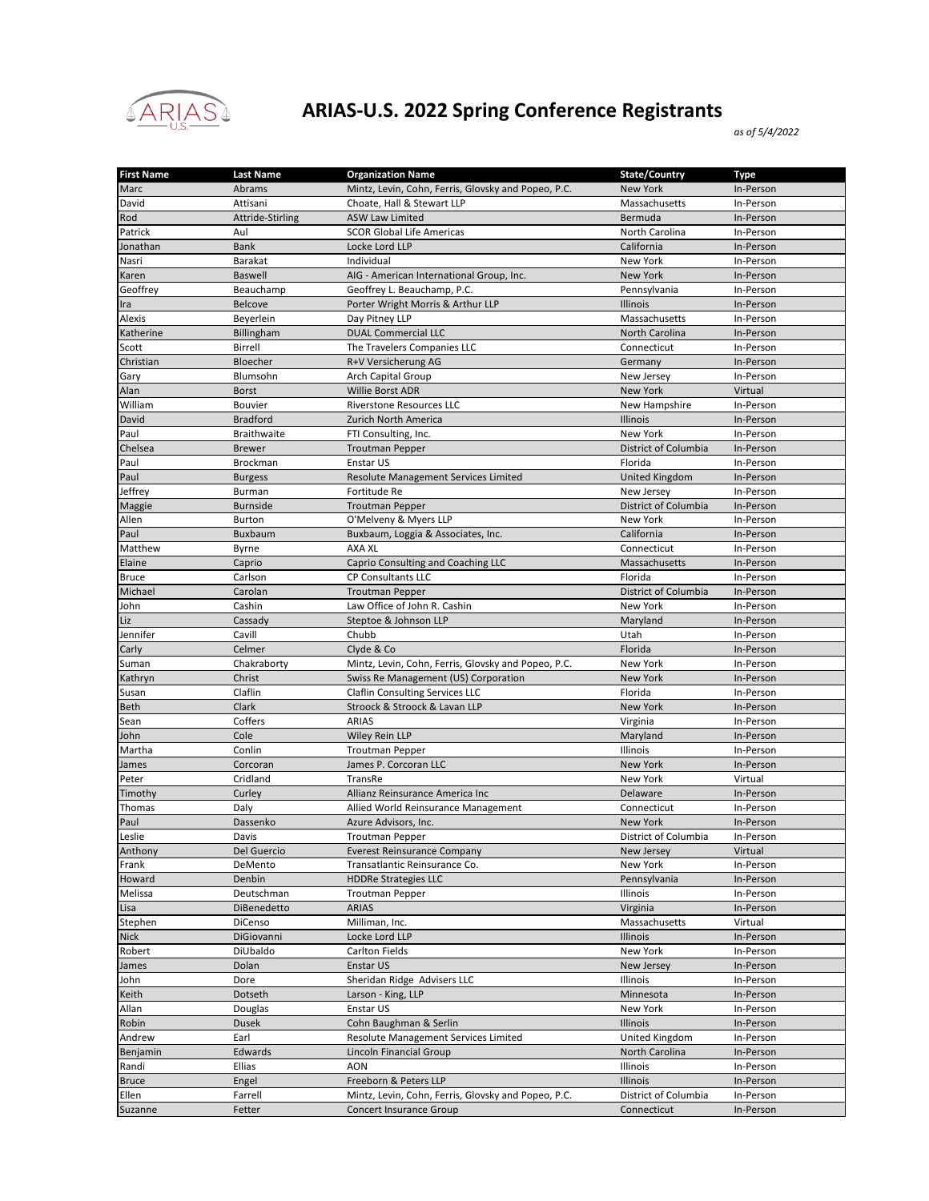# ARIAS-U.S. 2022 Spring Conference Registrants

*as of 5/4/2022*

| First Name | Last Name | Organization Name | State/Country | Type |
|---|---|---|---|---|
| Marc | Abrams | Mintz, Levin, Cohn, Ferris, Glovsky and Popeo, P.C. | New York | In-Person |
| David | Attisani | Choate, Hall & Stewart LLP | Massachusetts | In-Person |
| Rod | Attride-Stirling | ASW Law Limited | Bermuda | In-Person |
| Patrick | Aul | SCOR Global Life Americas | North Carolina | In-Person |
| Jonathan | Bank | Locke Lord LLP | California | In-Person |
| Nasri | Barakat | Individual | New York | In-Person |
| Karen | Baswell | AIG - American International Group, Inc. | New York | In-Person |
| Geoffrey | Beauchamp | Geoffrey L. Beauchamp, P.C. | Pennsylvania | In-Person |
| Ira | Belcove | Porter Wright Morris & Arthur LLP | Illinois | In-Person |
| Alexis | Beyerlein | Day Pitney LLP | Massachusetts | In-Person |
| Katherine | Billingham | DUAL Commercial LLC | North Carolina | In-Person |
| Scott | Birrell | The Travelers Companies LLC | Connecticut | In-Person |
| Christian | Bloecher | R+V Versicherung AG | Germany | In-Person |
| Gary | Blumsohn | Arch Capital Group | New Jersey | In-Person |
| Alan | Borst | Willie Borst ADR | New York | Virtual |
| William | Bouvier | Riverstone Resources LLC | New Hampshire | In-Person |
| David | Bradford | Zurich North America | Illinois | In-Person |
| Paul | Braithwaite | FTI Consulting, Inc. | New York | In-Person |
| Chelsea | Brewer | Troutman Pepper | District of Columbia | In-Person |
| Paul | Brockman | Enstar US | Florida | In-Person |
| Paul | Burgess | Resolute Management Services Limited | United Kingdom | In-Person |
| Jeffrey | Burman | Fortitude Re | New Jersey | In-Person |
| Maggie | Burnside | Troutman Pepper | District of Columbia | In-Person |
| Allen | Burton | O'Melveny & Myers LLP | New York | In-Person |
| Paul | Buxbaum | Buxbaum, Loggia & Associates, Inc. | California | In-Person |
| Matthew | Byrne | AXA XL | Connecticut | In-Person |
| Elaine | Caprio | Caprio Consulting and Coaching LLC | Massachusetts | In-Person |
| Bruce | Carlson | CP Consultants LLC | Florida | In-Person |
| Michael | Carolan | Troutman Pepper | District of Columbia | In-Person |
| John | Cashin | Law Office of John R. Cashin | New York | In-Person |
| Liz | Cassady | Steptoe & Johnson LLP | Maryland | In-Person |
| Jennifer | Cavill | Chubb | Utah | In-Person |
| Carly | Celmer | Clyde & Co | Florida | In-Person |
| Suman | Chakraborty | Mintz, Levin, Cohn, Ferris, Glovsky and Popeo, P.C. | New York | In-Person |
| Kathryn | Christ | Swiss Re Management (US) Corporation | New York | In-Person |
| Susan | Claflin | Claflin Consulting Services LLC | Florida | In-Person |
| Beth | Clark | Stroock & Stroock & Lavan LLP | New York | In-Person |
| Sean | Coffers | ARIAS | Virginia | In-Person |
| John | Cole | Wiley Rein LLP | Maryland | In-Person |
| Martha | Conlin | Troutman Pepper | Illinois | In-Person |
| James | Corcoran | James P. Corcoran LLC | New York | In-Person |
| Peter | Cridland | TransRe | New York | Virtual |
| Timothy | Curley | Allianz Reinsurance America Inc | Delaware | In-Person |
| Thomas | Daly | Allied World Reinsurance Management | Connecticut | In-Person |
| Paul | Dassenko | Azure Advisors, Inc. | New York | In-Person |
| Leslie | Davis | Troutman Pepper | District of Columbia | In-Person |
| Anthony | Del Guercio | Everest Reinsurance Company | New Jersey | Virtual |
| Frank | DeMento | Transatlantic Reinsurance Co. | New York | In-Person |
| Howard | Denbin | HDDRe Strategies LLC | Pennsylvania | In-Person |
| Melissa | Deutschman | Troutman Pepper | Illinois | In-Person |
| Lisa | DiBenedetto | ARIAS | Virginia | In-Person |
| Stephen | DiCenso | Milliman, Inc. | Massachusetts | Virtual |
| Nick | DiGiovanni | Locke Lord LLP | Illinois | In-Person |
| Robert | DiUbaldo | Carlton Fields | New York | In-Person |
| James | Dolan | Enstar US | New Jersey | In-Person |
| John | Dore | Sheridan Ridge Advisers LLC | Illinois | In-Person |
| Keith | Dotseth | Larson - King, LLP | Minnesota | In-Person |
| Allan | Douglas | Enstar US | New York | In-Person |
| Robin | Dusek | Cohn Baughman & Serlin | Illinois | In-Person |
| Andrew | Earl | Resolute Management Services Limited | United Kingdom | In-Person |
| Benjamin | Edwards | Lincoln Financial Group | North Carolina | In-Person |
| Randi | Ellias | AON | Illinois | In-Person |
| Bruce | Engel | Freeborn & Peters LLP | Illinois | In-Person |
| Ellen | Farrell | Mintz, Levin, Cohn, Ferris, Glovsky and Popeo, P.C. | District of Columbia | In-Person |
| Suzanne | Fetter | Concert Insurance Group | Connecticut | In-Person |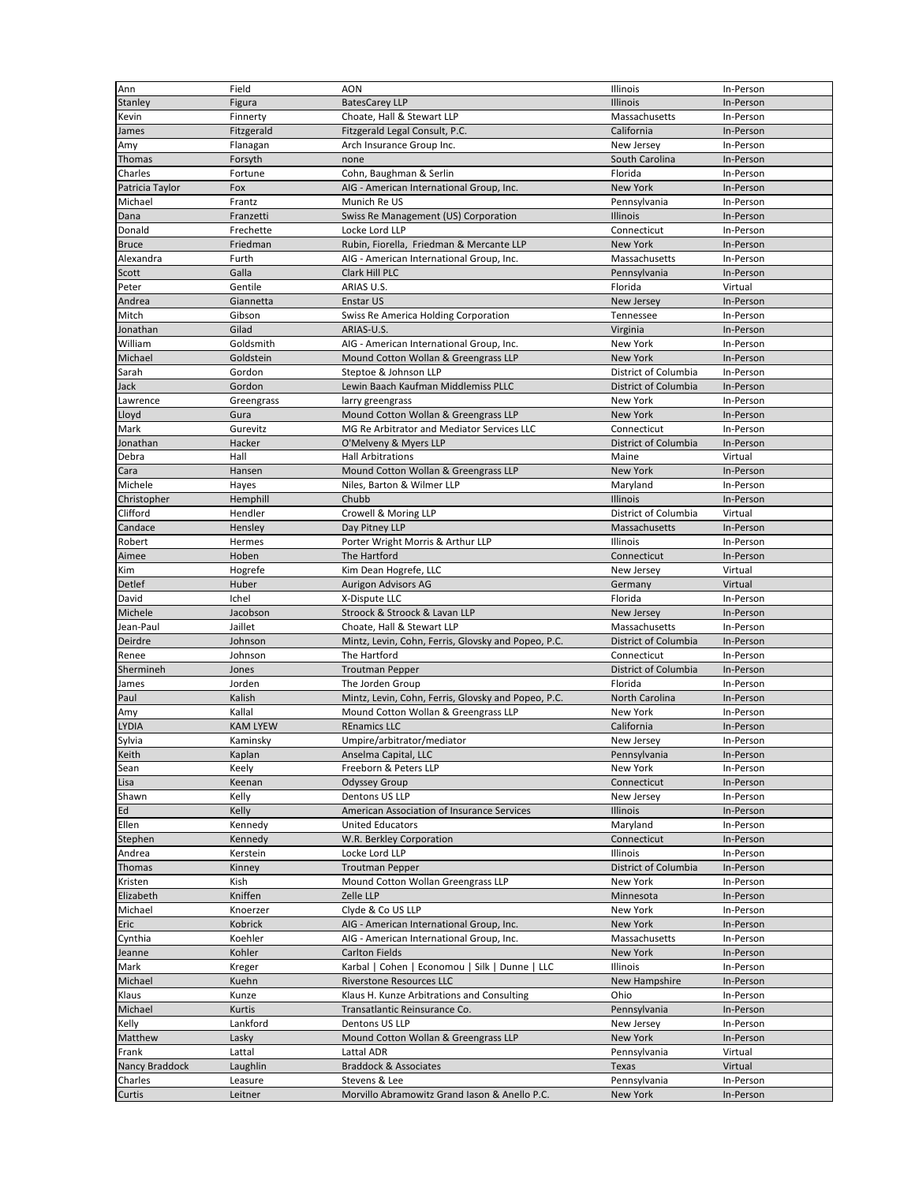| Ann | Field | AON | Illinois | In-Person |
|---|---|---|---|---|
| Stanley | Figura | BatesCarey LLP | Illinois | In-Person |
| Kevin | Finnerty | Choate, Hall & Stewart LLP | Massachusetts | In-Person |
| James | Fitzgerald | Fitzgerald Legal Consult, P.C. | California | In-Person |
| Amy | Flanagan | Arch Insurance Group Inc. | New Jersey | In-Person |
| Thomas | Forsyth | none | South Carolina | In-Person |
| Charles | Fortune | Cohn, Baughman & Serlin | Florida | In-Person |
| Patricia Taylor | Fox | AIG - American International Group, Inc. | New York | In-Person |
| Michael | Frantz | Munich Re US | Pennsylvania | In-Person |
| Dana | Franzetti | Swiss Re Management (US) Corporation | Illinois | In-Person |
| Donald | Frechette | Locke Lord LLP | Connecticut | In-Person |
| Bruce | Friedman | Rubin, Fiorella, Friedman & Mercante LLP | New York | In-Person |
| Alexandra | Furth | AIG - American International Group, Inc. | Massachusetts | In-Person |
| Scott | Galla | Clark Hill PLC | Pennsylvania | In-Person |
| Peter | Gentile | ARIAS U.S. | Florida | Virtual |
| Andrea | Giannetta | Enstar US | New Jersey | In-Person |
| Mitch | Gibson | Swiss Re America Holding Corporation | Tennessee | In-Person |
| Jonathan | Gilad | ARIAS-U.S. | Virginia | In-Person |
| William | Goldsmith | AIG - American International Group, Inc. | New York | In-Person |
| Michael | Goldstein | Mound Cotton Wollan & Greengrass LLP | New York | In-Person |
| Sarah | Gordon | Steptoe & Johnson LLP | District of Columbia | In-Person |
| Jack | Gordon | Lewin Baach Kaufman Middlemiss PLLC | District of Columbia | In-Person |
| Lawrence | Greengrass | larry greengrass | New York | In-Person |
| Lloyd | Gura | Mound Cotton Wollan & Greengrass LLP | New York | In-Person |
| Mark | Gurevitz | MG Re Arbitrator and Mediator Services LLC | Connecticut | In-Person |
| Jonathan | Hacker | O'Melveny & Myers LLP | District of Columbia | In-Person |
| Debra | Hall | Hall Arbitrations | Maine | Virtual |
| Cara | Hansen | Mound Cotton Wollan & Greengrass LLP | New York | In-Person |
| Michele | Hayes | Niles, Barton & Wilmer LLP | Maryland | In-Person |
| Christopher | Hemphill | Chubb | Illinois | In-Person |
| Clifford | Hendler | Crowell & Moring LLP | District of Columbia | Virtual |
| Candace | Hensley | Day Pitney LLP | Massachusetts | In-Person |
| Robert | Hermes | Porter Wright Morris & Arthur LLP | Illinois | In-Person |
| Aimee | Hoben | The Hartford | Connecticut | In-Person |
| Kim | Hogrefe | Kim Dean Hogrefe, LLC | New Jersey | Virtual |
| Detlef | Huber | Aurigon Advisors AG | Germany | Virtual |
| David | Ichel | X-Dispute LLC | Florida | In-Person |
| Michele | Jacobson | Stroock & Stroock & Lavan LLP | New Jersey | In-Person |
| Jean-Paul | Jaillet | Choate, Hall & Stewart LLP | Massachusetts | In-Person |
| Deirdre | Johnson | Mintz, Levin, Cohn, Ferris, Glovsky and Popeo, P.C. | District of Columbia | In-Person |
| Renee | Johnson | The Hartford | Connecticut | In-Person |
| Shermineh | Jones | Troutman Pepper | District of Columbia | In-Person |
| James | Jorden | The Jorden Group | Florida | In-Person |
| Paul | Kalish | Mintz, Levin, Cohn, Ferris, Glovsky and Popeo, P.C. | North Carolina | In-Person |
| Amy | Kallal | Mound Cotton Wollan & Greengrass LLP | New York | In-Person |
| LYDIA | KAM LYEW | REnamics LLC | California | In-Person |
| Sylvia | Kaminsky | Umpire/arbitrator/mediator | New Jersey | In-Person |
| Keith | Kaplan | Anselma Capital, LLC | Pennsylvania | In-Person |
| Sean | Keely | Freeborn & Peters LLP | New York | In-Person |
| Lisa | Keenan | Odyssey Group | Connecticut | In-Person |
| Shawn | Kelly | Dentons US LLP | New Jersey | In-Person |
| Ed | Kelly | American Association of Insurance Services | Illinois | In-Person |
| Ellen | Kennedy | United Educators | Maryland | In-Person |
| Stephen | Kennedy | W.R. Berkley Corporation | Connecticut | In-Person |
| Andrea | Kerstein | Locke Lord LLP | Illinois | In-Person |
| Thomas | Kinney | Troutman Pepper | District of Columbia | In-Person |
| Kristen | Kish | Mound Cotton Wollan Greengrass LLP | New York | In-Person |
| Elizabeth | Kniffen | Zelle LLP | Minnesota | In-Person |
| Michael | Knoerzer | Clyde & Co US LLP | New York | In-Person |
| Eric | Kobrick | AIG - American International Group, Inc. | New York | In-Person |
| Cynthia | Koehler | AIG - American International Group, Inc. | Massachusetts | In-Person |
| Jeanne | Kohler | Carlton Fields | New York | In-Person |
| Mark | Kreger | Karbal \| Cohen \| Economou \| Silk \| Dunne \| LLC | Illinois | In-Person |
| Michael | Kuehn | Riverstone Resources LLC | New Hampshire | In-Person |
| Klaus | Kunze | Klaus H. Kunze Arbitrations and Consulting | Ohio | In-Person |
| Michael | Kurtis | Transatlantic Reinsurance Co. | Pennsylvania | In-Person |
| Kelly | Lankford | Dentons US LLP | New Jersey | In-Person |
| Matthew | Lasky | Mound Cotton Wollan & Greengrass LLP | New York | In-Person |
| Frank | Lattal | Lattal ADR | Pennsylvania | Virtual |
| Nancy Braddock | Laughlin | Braddock & Associates | Texas | Virtual |
| Charles | Leasure | Stevens & Lee | Pennsylvania | In-Person |
| Curtis | Leitner | Morvillo Abramowitz Grand Iason & Anello P.C. | New York | In-Person |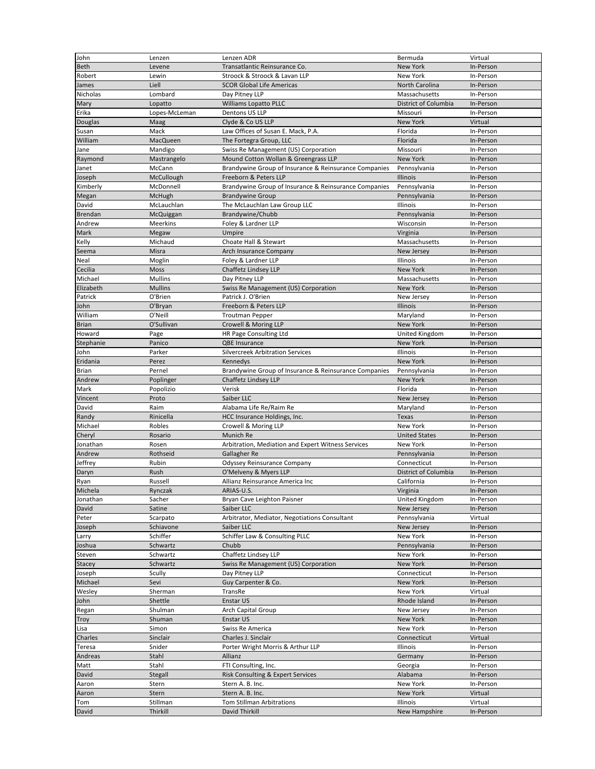| John | Lenzen | Lenzen ADR | Bermuda | Virtual |
|---|---|---|---|---|
| Beth | Levene | Transatlantic Reinsurance Co. | New York | In-Person |
| Robert | Lewin | Stroock & Stroock & Lavan LLP | New York | In-Person |
| James | Liell | SCOR Global Life Americas | North Carolina | In-Person |
| Nicholas | Lombard | Day Pitney LLP | Massachusetts | In-Person |
| Mary | Lopatto | Williams Lopatto PLLC | District of Columbia | In-Person |
| Erika | Lopes-McLeman | Dentons US LLP | Missouri | In-Person |
| Douglas | Maag | Clyde & Co US LLP | New York | Virtual |
| Susan | Mack | Law Offices of Susan E. Mack, P.A. | Florida | In-Person |
| William | MacQueen | The Fortegra Group, LLC | Florida | In-Person |
| Jane | Mandigo | Swiss Re Management (US) Corporation | Missouri | In-Person |
| Raymond | Mastrangelo | Mound Cotton Wollan & Greengrass LLP | New York | In-Person |
| Janet | McCann | Brandywine Group of Insurance & Reinsurance Companies | Pennsylvania | In-Person |
| Joseph | McCullough | Freeborn & Peters LLP | Illinois | In-Person |
| Kimberly | McDonnell | Brandywine Group of Insurance & Reinsurance Companies | Pennsylvania | In-Person |
| Megan | McHugh | Brandywine Group | Pennsylvania | In-Person |
| David | McLauchlan | The McLauchlan Law Group LLC | Illinois | In-Person |
| Brendan | McQuiggan | Brandywine/Chubb | Pennsylvania | In-Person |
| Andrew | Meerkins | Foley & Lardner LLP | Wisconsin | In-Person |
| Mark | Megaw | Umpire | Virginia | In-Person |
| Kelly | Michaud | Choate Hall & Stewart | Massachusetts | In-Person |
| Seema | Misra | Arch Insurance Company | New Jersey | In-Person |
| Neal | Moglin | Foley & Lardner LLP | Illinois | In-Person |
| Cecilia | Moss | Chaffetz Lindsey LLP | New York | In-Person |
| Michael | Mullins | Day Pitney LLP | Massachusetts | In-Person |
| Elizabeth | Mullins | Swiss Re Management (US) Corporation | New York | In-Person |
| Patrick | O'Brien | Patrick J. O'Brien | New Jersey | In-Person |
| John | O'Bryan | Freeborn & Peters LLP | Illinois | In-Person |
| William | O'Neill | Troutman Pepper | Maryland | In-Person |
| Brian | O'Sullivan | Crowell & Moring LLP | New York | In-Person |
| Howard | Page | HR Page Consulting Ltd | United Kingdom | In-Person |
| Stephanie | Panico | QBE Insurance | New York | In-Person |
| John | Parker | Silvercreek Arbitration Services | Illinois | In-Person |
| Eridania | Perez | Kennedys | New York | In-Person |
| Brian | Pernel | Brandywine Group of Insurance & Reinsurance Companies | Pennsylvania | In-Person |
| Andrew | Poplinger | Chaffetz Lindsey LLP | New York | In-Person |
| Mark | Popolizio | Verisk | Florida | In-Person |
| Vincent | Proto | Saiber LLC | New Jersey | In-Person |
| David | Raim | Alabama Life Re/Raim Re | Maryland | In-Person |
| Randy | Rinicella | HCC Insurance Holdings, Inc. | Texas | In-Person |
| Michael | Robles | Crowell & Moring LLP | New York | In-Person |
| Cheryl | Rosario | Munich Re | United States | In-Person |
| Jonathan | Rosen | Arbitration, Mediation and Expert Witness Services | New York | In-Person |
| Andrew | Rothseid | Gallagher Re | Pennsylvania | In-Person |
| Jeffrey | Rubin | Odyssey Reinsurance Company | Connecticut | In-Person |
| Daryn | Rush | O'Melveny & Myers LLP | District of Columbia | In-Person |
| Ryan | Russell | Allianz Reinsurance America Inc | California | In-Person |
| Michela | Rynczak | ARIAS-U.S. | Virginia | In-Person |
| Jonathan | Sacher | Bryan Cave Leighton Paisner | United Kingdom | In-Person |
| David | Satine | Saiber LLC | New Jersey | In-Person |
| Peter | Scarpato | Arbitrator, Mediator, Negotiations Consultant | Pennsylvania | Virtual |
| Joseph | Schiavone | Saiber LLC | New Jersey | In-Person |
| Larry | Schiffer | Schiffer Law & Consulting PLLC | New York | In-Person |
| Joshua | Schwartz | Chubb | Pennsylvania | In-Person |
| Steven | Schwartz | Chaffetz Lindsey LLP | New York | In-Person |
| Stacey | Schwartz | Swiss Re Management (US) Corporation | New York | In-Person |
| Joseph | Scully | Day Pitney LLP | Connecticut | In-Person |
| Michael | Sevi | Guy Carpenter & Co. | New York | In-Person |
| Wesley | Sherman | TransRe | New York | Virtual |
| John | Shettle | Enstar US | Rhode Island | In-Person |
| Regan | Shulman | Arch Capital Group | New Jersey | In-Person |
| Troy | Shuman | Enstar US | New York | In-Person |
| Lisa | Simon | Swiss Re America | New York | In-Person |
| Charles | Sinclair | Charles J. Sinclair | Connecticut | Virtual |
| Teresa | Snider | Porter Wright Morris & Arthur LLP | Illinois | In-Person |
| Andreas | Stahl | Allianz | Germany | In-Person |
| Matt | Stahl | FTI Consulting, Inc. | Georgia | In-Person |
| David | Stegall | Risk Consulting & Expert Services | Alabama | In-Person |
| Aaron | Stern | Stern A. B. Inc. | New York | In-Person |
| Aaron | Stern | Stern A. B. Inc. | New York | Virtual |
| Tom | Stillman | Tom Stillman Arbitrations | Illinois | Virtual |
| David | Thirkill | David Thirkill | New Hampshire | In-Person |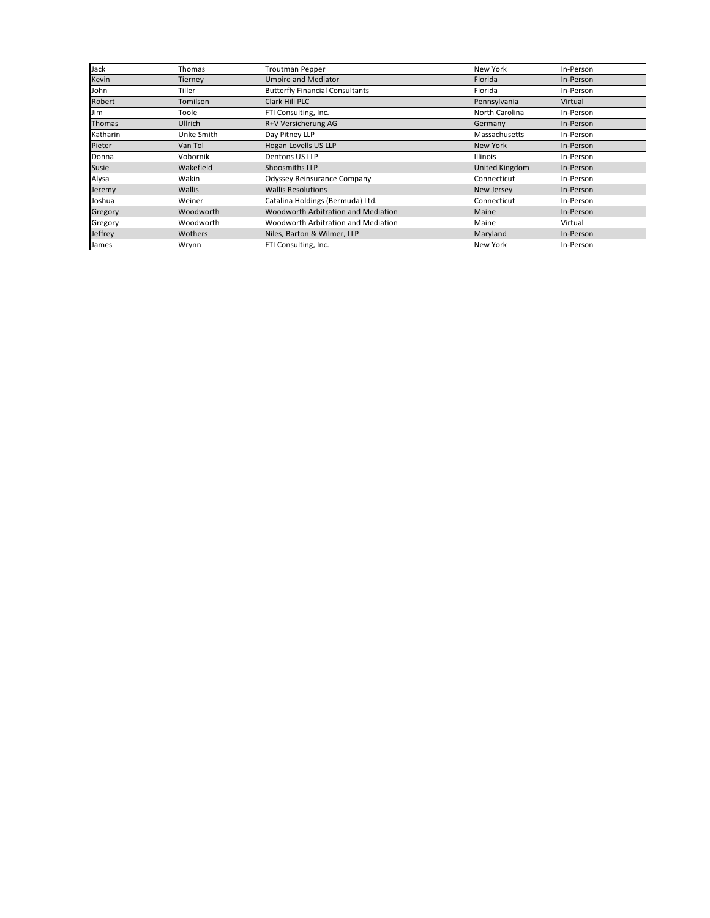| | | | | |
|---|---|---|---|---|
| Jack | Thomas | Troutman Pepper | New York | In-Person |
| Kevin | Tierney | Umpire and Mediator | Florida | In-Person |
| John | Tiller | Butterfly Financial Consultants | Florida | In-Person |
| Robert | Tomilson | Clark Hill PLC | Pennsylvania | Virtual |
| Jim | Toole | FTI Consulting, Inc. | North Carolina | In-Person |
| Thomas | Ullrich | R+V Versicherung AG | Germany | In-Person |
| Katharin | Unke Smith | Day Pitney LLP | Massachusetts | In-Person |
| Pieter | Van Tol | Hogan Lovells US LLP | New York | In-Person |
| Donna | Vobornik | Dentons US LLP | Illinois | In-Person |
| Susie | Wakefield | Shoosmiths LLP | United Kingdom | In-Person |
| Alysa | Wakin | Odyssey Reinsurance Company | Connecticut | In-Person |
| Jeremy | Wallis | Wallis Resolutions | New Jersey | In-Person |
| Joshua | Weiner | Catalina Holdings (Bermuda) Ltd. | Connecticut | In-Person |
| Gregory | Woodworth | Woodworth Arbitration and Mediation | Maine | In-Person |
| Gregory | Woodworth | Woodworth Arbitration and Mediation | Maine | Virtual |
| Jeffrey | Wothers | Niles, Barton & Wilmer, LLP | Maryland | In-Person |
| James | Wrynn | FTI Consulting, Inc. | New York | In-Person |